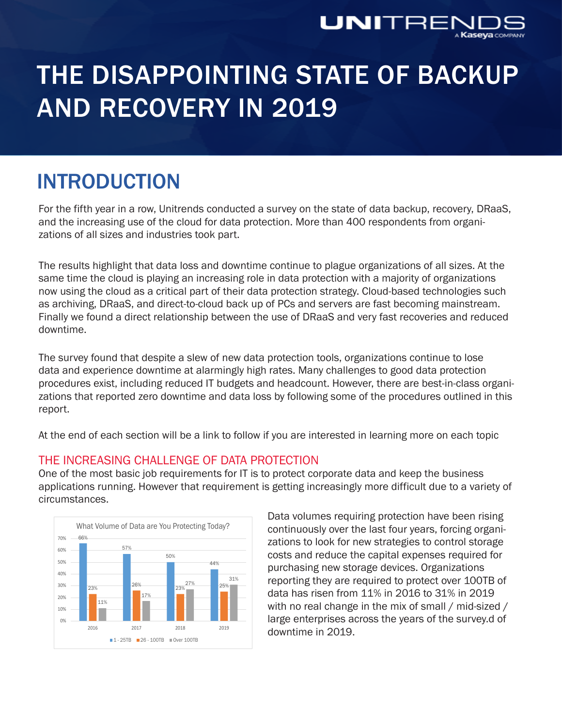# THE DISAPPOINTING STATE OF BACKUP AND RECOVERY IN 2019

## INTRODUCTION

For the fifth year in a row, Unitrends conducted a survey on the state of data backup, recovery, DRaaS, and the increasing use of the cloud for data protection. More than 400 respondents from organizations of all sizes and industries took part.

The results highlight that data loss and downtime continue to plague organizations of all sizes. At the same time the cloud is playing an increasing role in data protection with a majority of organizations now using the cloud as a critical part of their data protection strategy. Cloud-based technologies such as archiving, DRaaS, and direct-to-cloud back up of PCs and servers are fast becoming mainstream. Finally we found a direct relationship between the use of DRaaS and very fast recoveries and reduced downtime.

The survey found that despite a slew of new data protection tools, organizations continue to lose data and experience downtime at alarmingly high rates. Many challenges to good data protection procedures exist, including reduced IT budgets and headcount. However, there are best-in-class organizations that reported zero downtime and data loss by following some of the procedures outlined in this report.

At the end of each section will be a link to follow if you are interested in learning more on each topic

### THE INCREASING CHALLENGE OF DATA PROTECTION

One of the most basic job requirements for IT is to protect corporate data and keep the business applications running. However that requirement is getting increasingly more difficult due to a variety of circumstances.

What Volume of Data are You Protecting Today?

| | 1 - 25TB | 26 - 100TB | Over 100TB |
|---|---|---|---|
| 2016 | 66% | 23% | 11% |
| 2017 | 57% | 26% | 17% |
| 2018 | 50% | 23% | 27% |
| 2019 | 44% | 25% | 31% |

Data volumes requiring protection have been rising continuously over the last four years, forcing organizations to look for new strategies to control storage costs and reduce the capital expenses required for purchasing new storage devices. Organizations reporting they are required to protect over 100TB of data has risen from 11% in 2016 to 31% in 2019 with no real change in the mix of small / mid-sized / large enterprises across the years of the survey.d of downtime in 2019.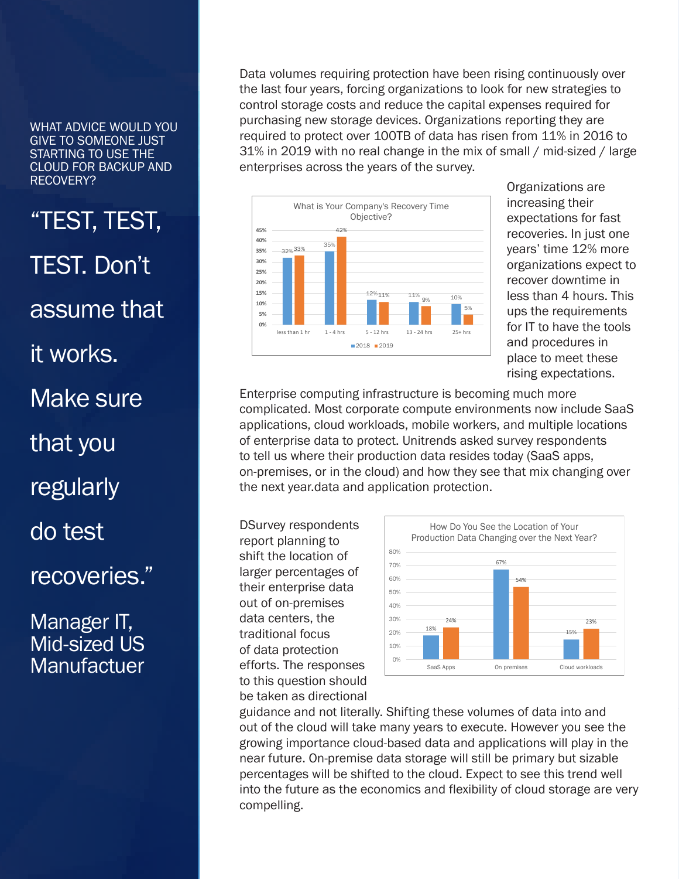WHAT ADVICE WOULD YOU GIVE TO SOMEONE JUST STARTING TO USE THE CLOUD FOR BACKUP AND RECOVERY?

“TEST, TEST, TEST. Don’t assume that it works. Make sure that you regularly do test recoveries.”

Manager IT, Mid-sized US Manufactuer

Data volumes requiring protection have been rising continuously over the last four years, forcing organizations to look for new strategies to control storage costs and reduce the capital expenses required for purchasing new storage devices. Organizations reporting they are required to protect over 100TB of data has risen from 11% in 2016 to 31% in 2019 with no real change in the mix of small / mid-sized / large enterprises across the years of the survey.

**What is Your Company's Recovery Time Objective?**

| | 2018 | 2019 |
|---|---|---|
| less than 1 hr | 32% | 33% |
| 1 - 4 hrs | 35% | 42% |
| 5 - 12 hrs | 12% | 11% |
| 13 - 24 hrs | 11% | 9% |
| 25+ hrs | 10% | 5% |

Organizations are increasing their expectations for fast recoveries. In just one years' time 12% more organizations expect to recover downtime in less than 4 hours. This ups the requirements for IT to have the tools and procedures in place to meet these rising expectations.

Enterprise computing infrastructure is becoming much more complicated. Most corporate compute environments now include SaaS applications, cloud workloads, mobile workers, and multiple locations of enterprise data to protect. Unitrends asked survey respondents to tell us where their production data resides today (SaaS apps, on-premises, or in the cloud) and how they see that mix changing over the next year.data and application protection.

**How Do You See the Location of Your Production Data Changing over the Next Year?**

| | Today | Next Year |
|---|---|---|
| SaaS Apps | 18% | 24% |
| On premises | 67% | 54% |
| Cloud workloads | 15% | 23% |

DSurvey respondents report planning to shift the location of larger percentages of their enterprise data out of on-premises data centers, the traditional focus of data protection efforts. The responses to this question should be taken as directional guidance and not literally. Shifting these volumes of data into and out of the cloud will take many years to execute. However you see the growing importance cloud-based data and applications will play in the near future. On-premise data storage will still be primary but sizable percentages will be shifted to the cloud. Expect to see this trend well into the future as the economics and flexibility of cloud storage are very compelling.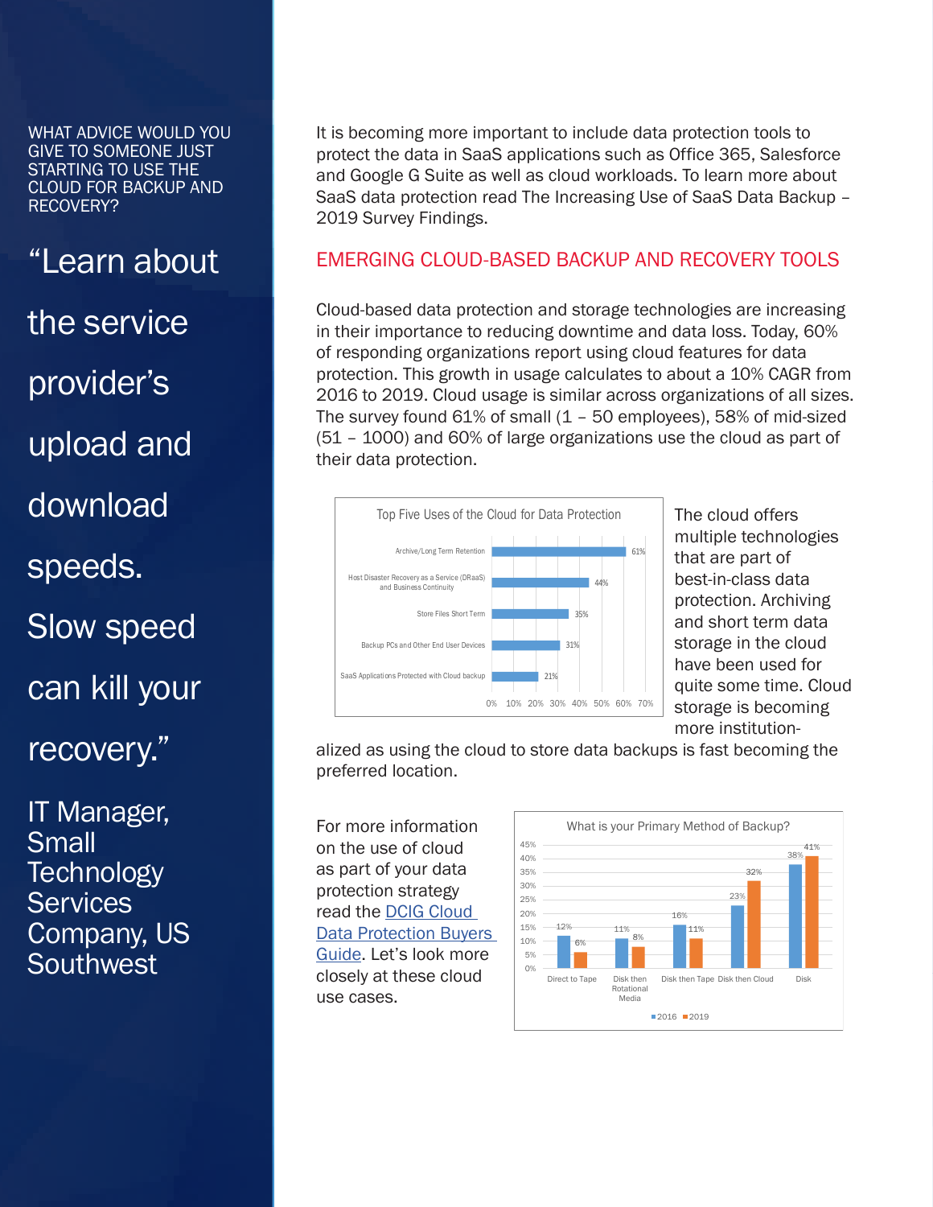WHAT ADVICE WOULD YOU GIVE TO SOMEONE JUST STARTING TO USE THE CLOUD FOR BACKUP AND RECOVERY?

> "Learn about the service provider's upload and download speeds. Slow speed can kill your recovery."
>
> IT Manager, Small Technology Services Company, US Southwest

It is becoming more important to include data protection tools to protect the data in SaaS applications such as Office 365, Salesforce and Google G Suite as well as cloud workloads. To learn more about SaaS data protection read The Increasing Use of SaaS Data Backup – 2019 Survey Findings.

## EMERGING CLOUD-BASED BACKUP AND RECOVERY TOOLS

Cloud-based data protection and storage technologies are increasing in their importance to reducing downtime and data loss. Today, 60% of responding organizations report using cloud features for data protection. This growth in usage calculates to about a 10% CAGR from 2016 to 2019. Cloud usage is similar across organizations of all sizes. The survey found 61% of small (1 – 50 employees), 58% of mid-sized (51 – 1000) and 60% of large organizations use the cloud as part of their data protection.

**Top Five Uses of the Cloud for Data Protection**

| Use | Percent |
|---|---|
| Archive/Long Term Retention | 61% |
| Host Disaster Recovery as a Service (DRaaS) and Business Continuity | 44% |
| Store Files Short Term | 35% |
| Backup PCs and Other End User Devices | 31% |
| SaaS Applications Protected with Cloud backup | 21% |

The cloud offers multiple technologies that are part of best-in-class data protection. Archiving and short term data storage in the cloud have been used for quite some time. Cloud storage is becoming more institutionalized as using the cloud to store data backups is fast becoming the preferred location.

For more information on the use of cloud as part of your data protection strategy read the [DCIG Cloud Data Protection Buyers Guide](). Let's look more closely at these cloud use cases.

**What is your Primary Method of Backup?**

| Method | 2016 | 2019 |
|---|---|---|
| Direct to Tape | 12% | 6% |
| Disk then Rotational Media | 11% | 8% |
| Disk then Tape | 16% | 11% |
| Disk then Cloud | 23% | 32% |
| Disk | 38% | 41% |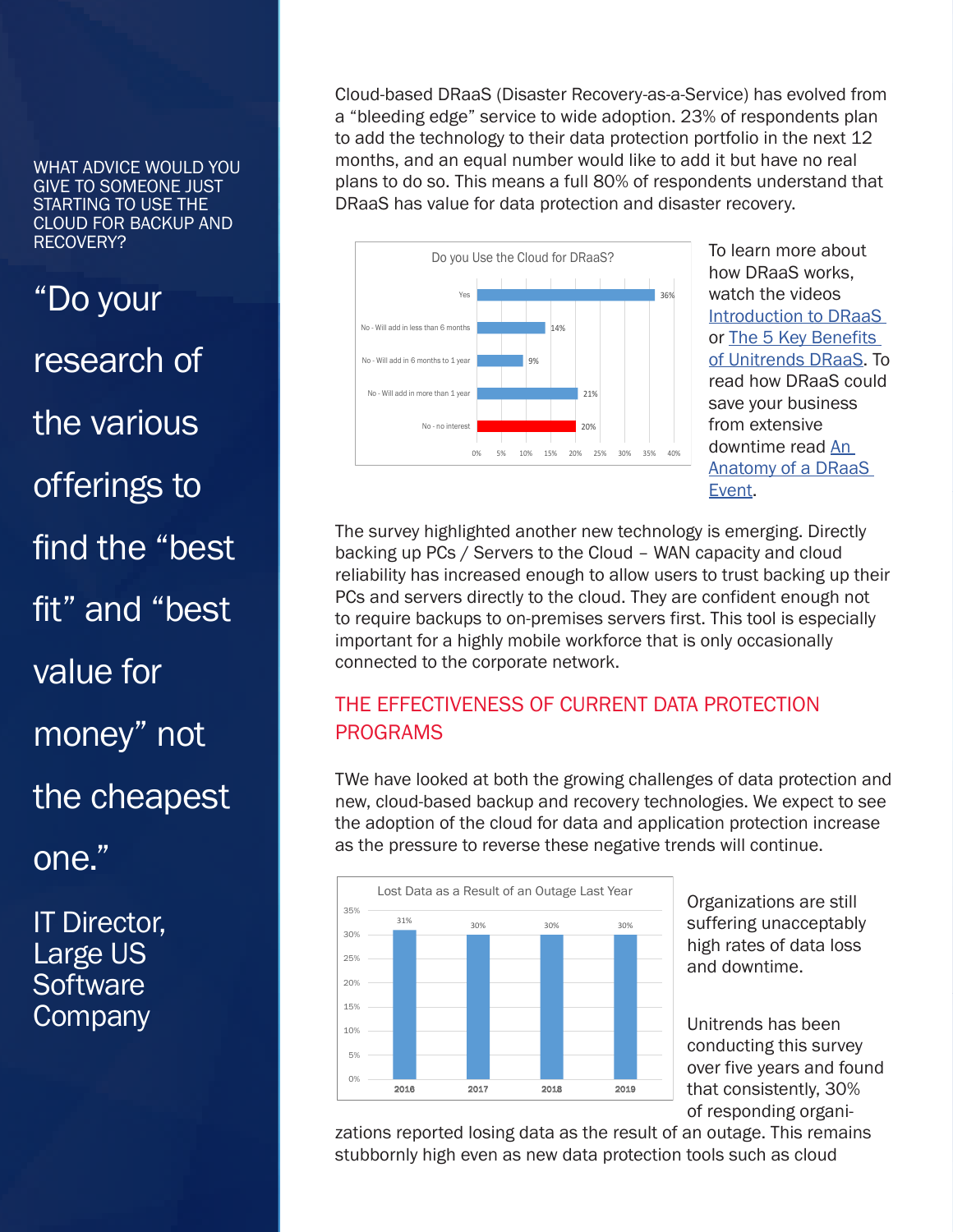WHAT ADVICE WOULD YOU GIVE TO SOMEONE JUST STARTING TO USE THE CLOUD FOR BACKUP AND RECOVERY?

"Do your research of the various offerings to find the "best fit" and "best value for money" not the cheapest one."

IT Director, Large US Software Company

Cloud-based DRaaS (Disaster Recovery-as-a-Service) has evolved from a "bleeding edge" service to wide adoption. 23% of respondents plan to add the technology to their data protection portfolio in the next 12 months, and an equal number would like to add it but have no real plans to do so. This means a full 80% of respondents understand that DRaaS has value for data protection and disaster recovery.

**Do you Use the Cloud for DRaaS?**

| Response | Percentage |
|---|---|
| Yes | 36% |
| No - Will add in less than 6 months | 14% |
| No - Will add in 6 months to 1 year | 9% |
| No - Will add in more than 1 year | 21% |
| No - no interest | 20% |

To learn more about how DRaaS works, watch the videos [Introduction to DRaaS](#) or [The 5 Key Benefits of Unitrends DRaaS](#). To read how DRaaS could save your business from extensive downtime read [An Anatomy of a DRaaS Event](#).

The survey highlighted another new technology is emerging. Directly backing up PCs / Servers to the Cloud – WAN capacity and cloud reliability has increased enough to allow users to trust backing up their PCs and servers directly to the cloud. They are confident enough not to require backups to on-premises servers first. This tool is especially important for a highly mobile workforce that is only occasionally connected to the corporate network.

## THE EFFECTIVENESS OF CURRENT DATA PROTECTION PROGRAMS

TWe have looked at both the growing challenges of data protection and new, cloud-based backup and recovery technologies. We expect to see the adoption of the cloud for data and application protection increase as the pressure to reverse these negative trends will continue.

**Lost Data as a Result of an Outage Last Year**

| Year | Percentage |
|---|---|
| 2016 | 31% |
| 2017 | 30% |
| 2018 | 30% |
| 2019 | 30% |

Organizations are still suffering unacceptably high rates of data loss and downtime.

Unitrends has been conducting this survey over five years and found that consistently, 30% of responding organizations reported losing data as the result of an outage. This remains stubbornly high even as new data protection tools such as cloud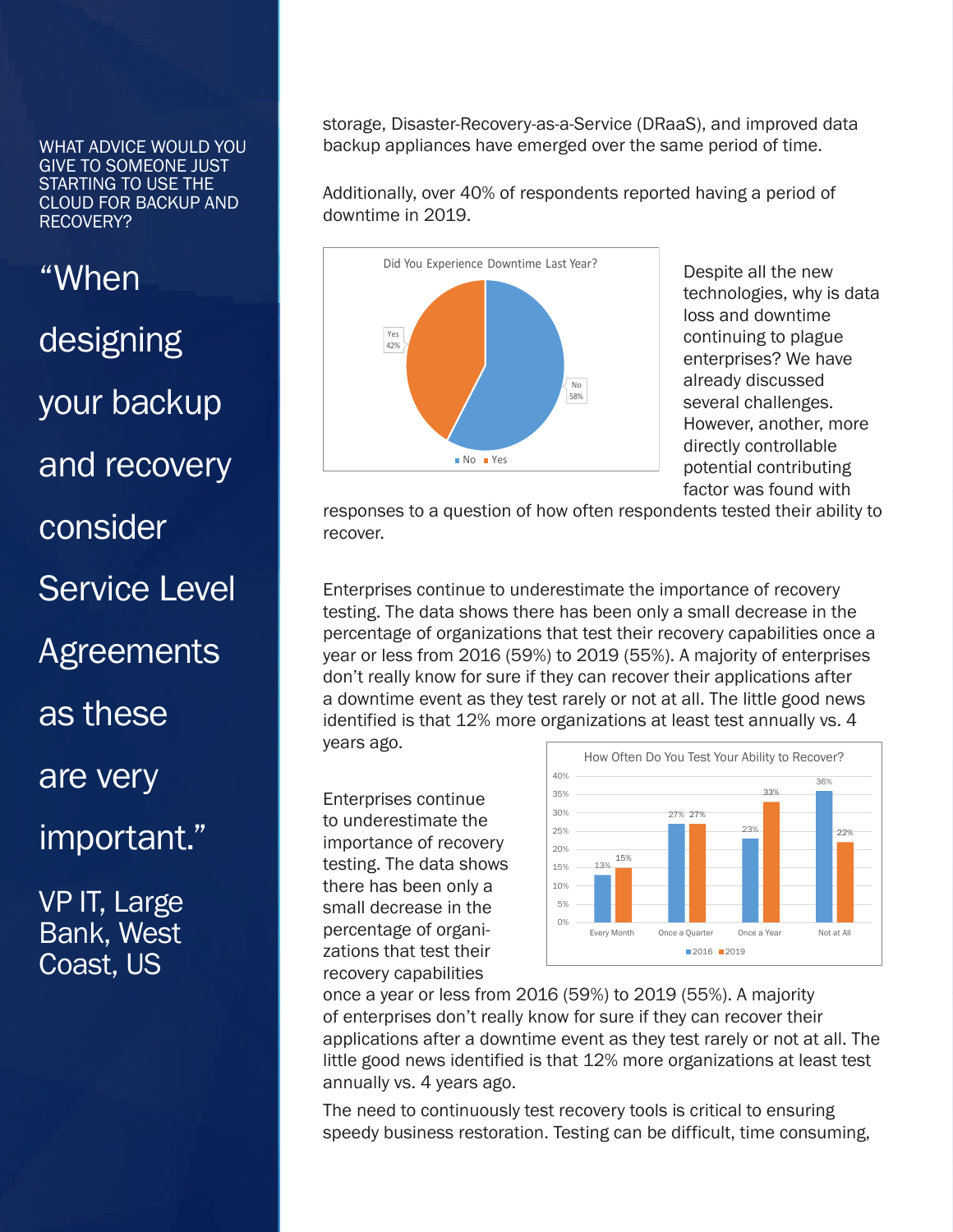WHAT ADVICE WOULD YOU GIVE TO SOMEONE JUST STARTING TO USE THE CLOUD FOR BACKUP AND RECOVERY?

> “When designing your backup and recovery consider Service Level Agreements as these are very important.”
>
> VP IT, Large Bank, West Coast, US

storage, Disaster-Recovery-as-a-Service (DRaaS), and improved data backup appliances have emerged over the same period of time.

Additionally, over 40% of respondents reported having a period of downtime in 2019.

**Did You Experience Downtime Last Year?**

| Response | Percentage |
|---|---|
| Yes | 42% |
| No | 58% |

Despite all the new technologies, why is data loss and downtime continuing to plague enterprises? We have already discussed several challenges. However, another, more directly controllable potential contributing factor was found with responses to a question of how often respondents tested their ability to recover.

Enterprises continue to underestimate the importance of recovery testing. The data shows there has been only a small decrease in the percentage of organizations that test their recovery capabilities once a year or less from 2016 (59%) to 2019 (55%). A majority of enterprises don’t really know for sure if they can recover their applications after a downtime event as they test rarely or not at all. The little good news identified is that 12% more organizations at least test annually vs. 4 years ago.

**How Often Do You Test Your Ability to Recover?**

| | 2016 | 2019 |
|---|---|---|
| Every Month | 13% | 15% |
| Once a Quarter | 27% | 27% |
| Once a Year | 23% | 33% |
| Not at All | 36% | 22% |

Enterprises continue to underestimate the importance of recovery testing. The data shows there has been only a small decrease in the percentage of organizations that test their recovery capabilities once a year or less from 2016 (59%) to 2019 (55%). A majority of enterprises don’t really know for sure if they can recover their applications after a downtime event as they test rarely or not at all. The little good news identified is that 12% more organizations at least test annually vs. 4 years ago.

The need to continuously test recovery tools is critical to ensuring speedy business restoration. Testing can be difficult, time consuming,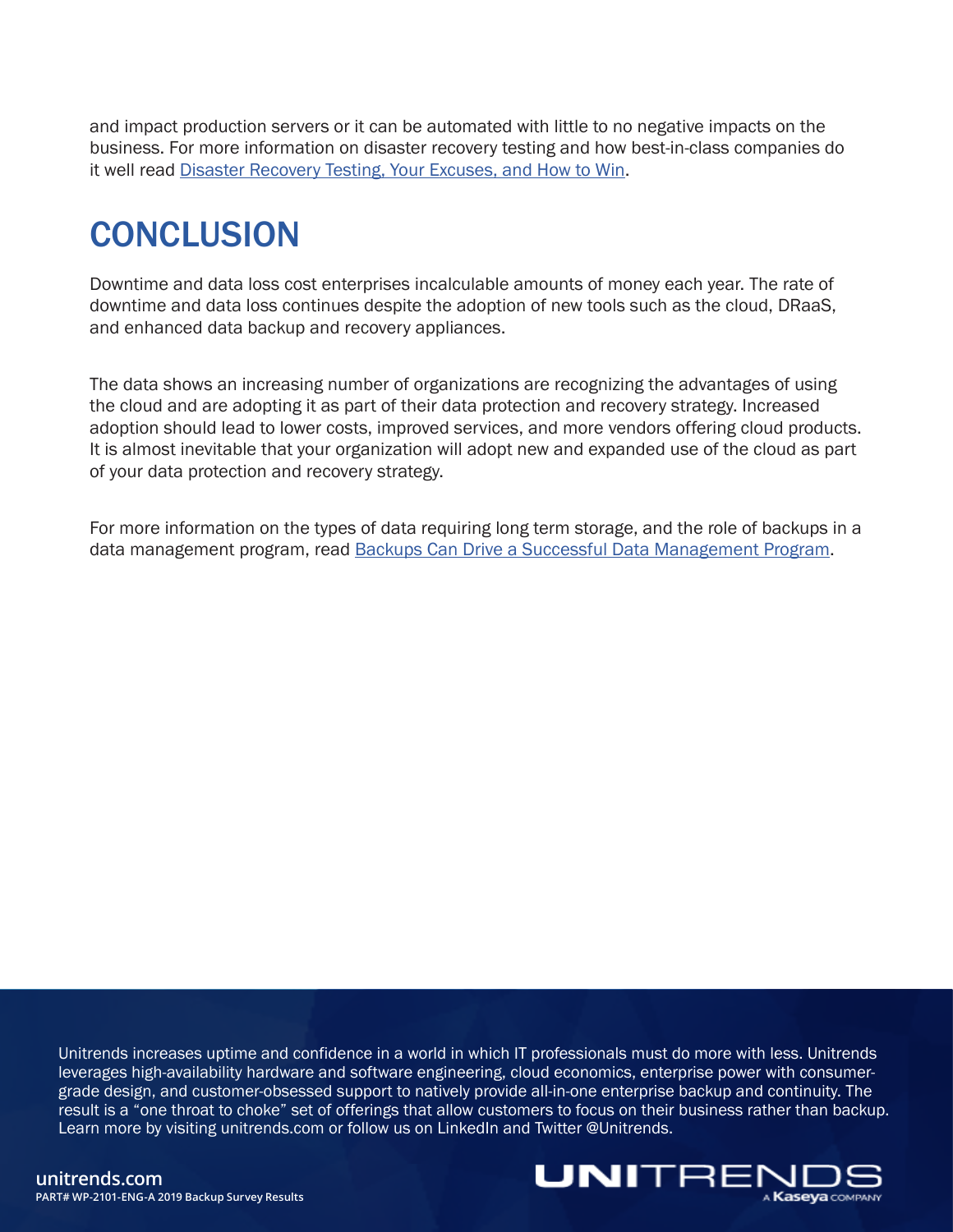and impact production servers or it can be automated with little to no negative impacts on the business. For more information on disaster recovery testing and how best-in-class companies do it well read [Disaster Recovery Testing, Your Excuses, and How to Win](#).

# CONCLUSION

Downtime and data loss cost enterprises incalculable amounts of money each year. The rate of downtime and data loss continues despite the adoption of new tools such as the cloud, DRaaS, and enhanced data backup and recovery appliances.

The data shows an increasing number of organizations are recognizing the advantages of using the cloud and are adopting it as part of their data protection and recovery strategy. Increased adoption should lead to lower costs, improved services, and more vendors offering cloud products. It is almost inevitable that your organization will adopt new and expanded use of the cloud as part of your data protection and recovery strategy.

For more information on the types of data requiring long term storage, and the role of backups in a data management program, read [Backups Can Drive a Successful Data Management Program](#).

Unitrends increases uptime and confidence in a world in which IT professionals must do more with less. Unitrends leverages high-availability hardware and software engineering, cloud economics, enterprise power with consumer-grade design, and customer-obsessed support to natively provide all-in-one enterprise backup and continuity. The result is a "one throat to choke" set of offerings that allow customers to focus on their business rather than backup. Learn more by visiting unitrends.com or follow us on LinkedIn and Twitter @Unitrends.

**unitrends.com**
**PART# WP-2101-ENG-A 2019 Backup Survey Results**

UNITRENDS A Kaseya COMPANY